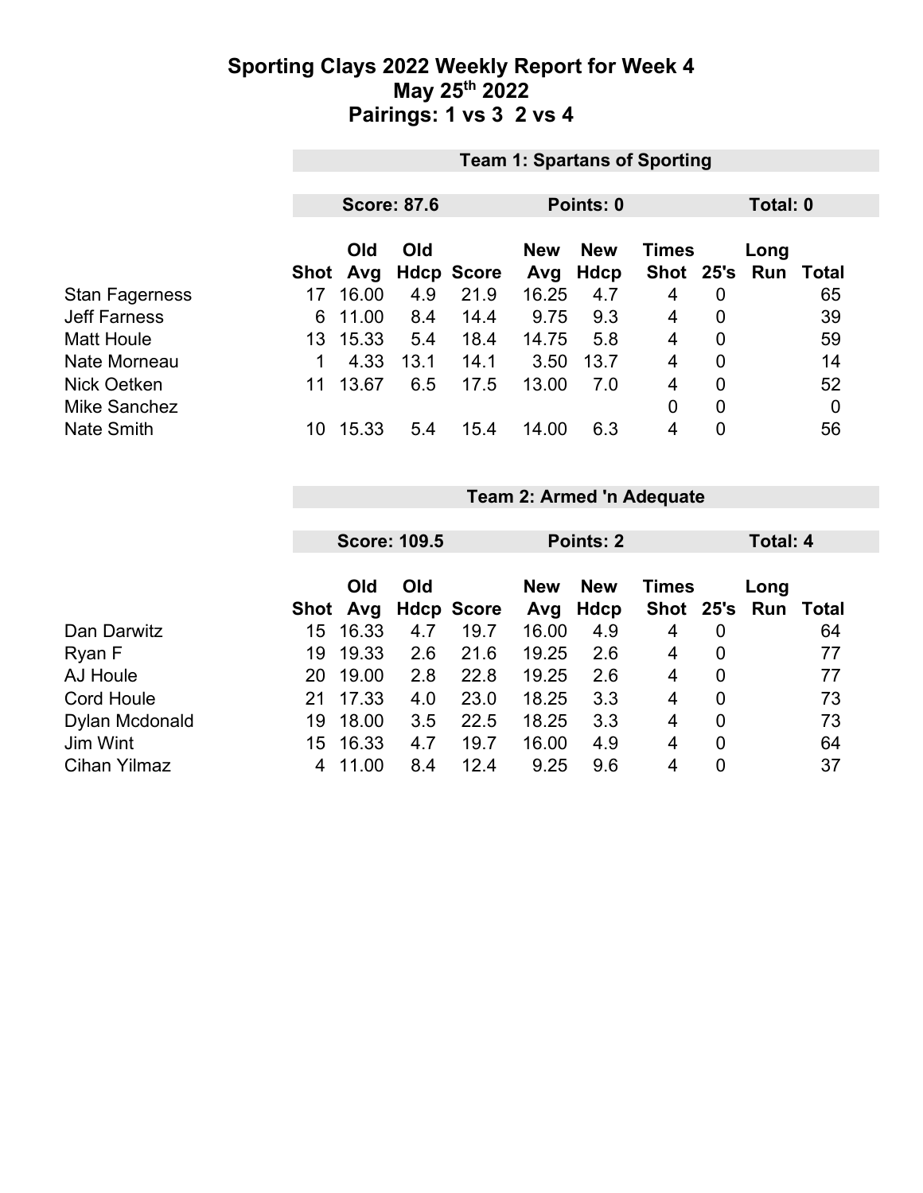# Sporting Clays 2022 Weekly Report for Week 4
## May 25th 2022
## Pairings: 1 vs 3 2 vs 4

### Team 1: Spartans of Sporting

**Score: 87.6** | **Points: 0** | **Total: 0**

| | Shot | Old Avg | Old Hdcp | Score | New Avg | New Hdcp | Times Shot | 25's | Long Run | Total |
|---|---|---|---|---|---|---|---|---|---|---|
| Stan Fagerness | 17 | 16.00 | 4.9 | 21.9 | 16.25 | 4.7 | 4 | 0 | | 65 |
| Jeff Farness | 6 | 11.00 | 8.4 | 14.4 | 9.75 | 9.3 | 4 | 0 | | 39 |
| Matt Houle | 13 | 15.33 | 5.4 | 18.4 | 14.75 | 5.8 | 4 | 0 | | 59 |
| Nate Morneau | 1 | 4.33 | 13.1 | 14.1 | 3.50 | 13.7 | 4 | 0 | | 14 |
| Nick Oetken | 11 | 13.67 | 6.5 | 17.5 | 13.00 | 7.0 | 4 | 0 | | 52 |
| Mike Sanchez | | | | | | | 0 | 0 | | 0 |
| Nate Smith | 10 | 15.33 | 5.4 | 15.4 | 14.00 | 6.3 | 4 | 0 | | 56 |

### Team 2: Armed 'n Adequate

**Score: 109.5** | **Points: 2** | **Total: 4**

| | Shot | Old Avg | Old Hdcp | Score | New Avg | New Hdcp | Times Shot | 25's | Long Run | Total |
|---|---|---|---|---|---|---|---|---|---|---|
| Dan Darwitz | 15 | 16.33 | 4.7 | 19.7 | 16.00 | 4.9 | 4 | 0 | | 64 |
| Ryan F | 19 | 19.33 | 2.6 | 21.6 | 19.25 | 2.6 | 4 | 0 | | 77 |
| AJ Houle | 20 | 19.00 | 2.8 | 22.8 | 19.25 | 2.6 | 4 | 0 | | 77 |
| Cord Houle | 21 | 17.33 | 4.0 | 23.0 | 18.25 | 3.3 | 4 | 0 | | 73 |
| Dylan Mcdonald | 19 | 18.00 | 3.5 | 22.5 | 18.25 | 3.3 | 4 | 0 | | 73 |
| Jim Wint | 15 | 16.33 | 4.7 | 19.7 | 16.00 | 4.9 | 4 | 0 | | 64 |
| Cihan Yilmaz | 4 | 11.00 | 8.4 | 12.4 | 9.25 | 9.6 | 4 | 0 | | 37 |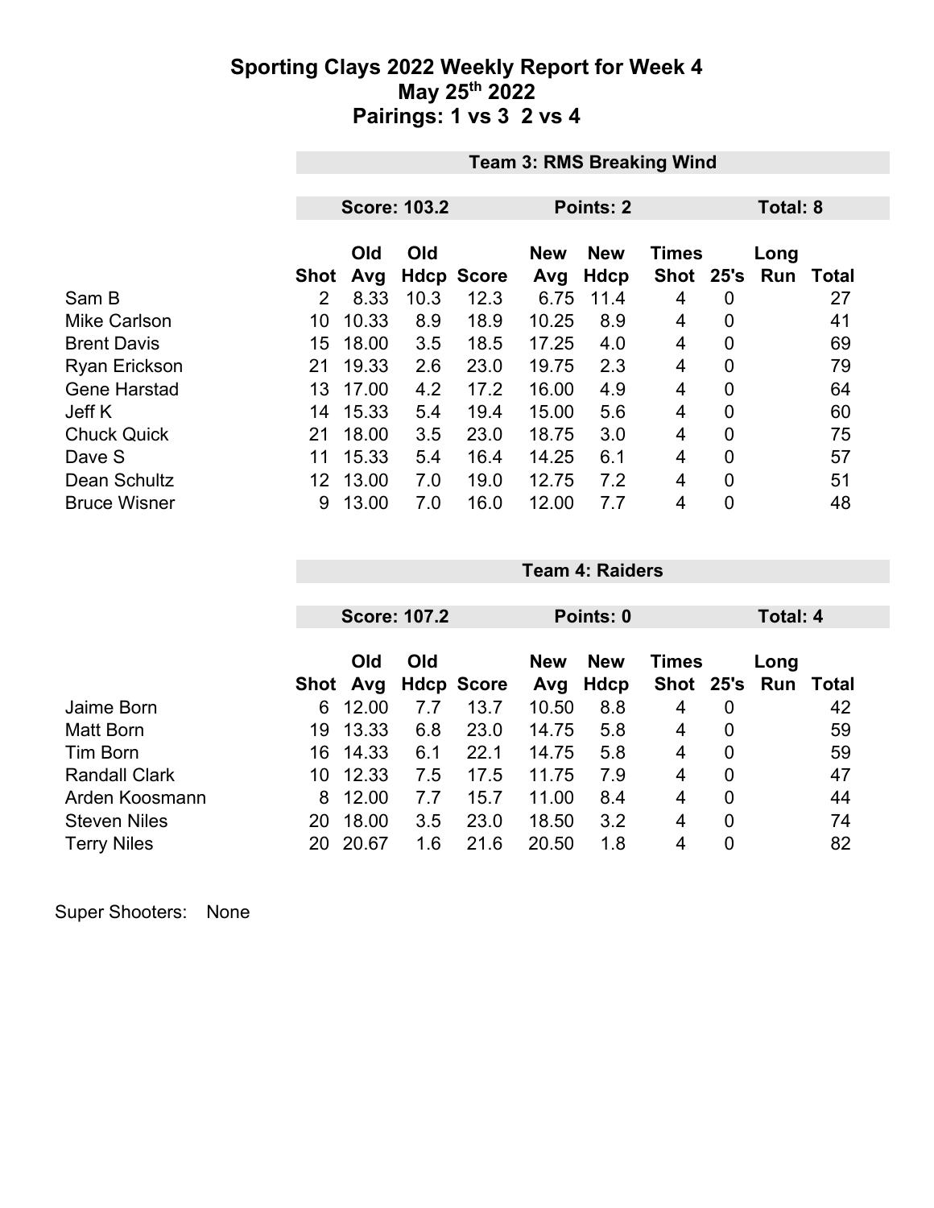# Sporting Clays 2022 Weekly Report for Week 4

## May 25th 2022

## Pairings: 1 vs 3  2 vs 4

| | Team 3: RMS Breaking Wind | | | | | | | | | | |
|---|---|---|---|---|---|---|---|---|---|---|---|
| | Score: 103.2 | | | | Points: 2 | | | | Total: 8 | | |
| | Shot | Old Avg | Old Hdcp | Score | New Avg | New Hdcp | Times Shot | 25's | Long Run | Total |
| Sam B | 2 | 8.33 | 10.3 | 12.3 | 6.75 | 11.4 | 4 | 0 | | 27 |
| Mike Carlson | 10 | 10.33 | 8.9 | 18.9 | 10.25 | 8.9 | 4 | 0 | | 41 |
| Brent Davis | 15 | 18.00 | 3.5 | 18.5 | 17.25 | 4.0 | 4 | 0 | | 69 |
| Ryan Erickson | 21 | 19.33 | 2.6 | 23.0 | 19.75 | 2.3 | 4 | 0 | | 79 |
| Gene Harstad | 13 | 17.00 | 4.2 | 17.2 | 16.00 | 4.9 | 4 | 0 | | 64 |
| Jeff K | 14 | 15.33 | 5.4 | 19.4 | 15.00 | 5.6 | 4 | 0 | | 60 |
| Chuck Quick | 21 | 18.00 | 3.5 | 23.0 | 18.75 | 3.0 | 4 | 0 | | 75 |
| Dave S | 11 | 15.33 | 5.4 | 16.4 | 14.25 | 6.1 | 4 | 0 | | 57 |
| Dean Schultz | 12 | 13.00 | 7.0 | 19.0 | 12.75 | 7.2 | 4 | 0 | | 51 |
| Bruce Wisner | 9 | 13.00 | 7.0 | 16.0 | 12.00 | 7.7 | 4 | 0 | | 48 |

| | Team 4: Raiders | | | | | | | | | |
|---|---|---|---|---|---|---|---|---|---|---|
| | Score: 107.2 | | | | Points: 0 | | | | Total: 4 | |
| | Shot | Old Avg | Old Hdcp | Score | New Avg | New Hdcp | Times Shot | 25's | Long Run | Total |
| Jaime Born | 6 | 12.00 | 7.7 | 13.7 | 10.50 | 8.8 | 4 | 0 | | 42 |
| Matt Born | 19 | 13.33 | 6.8 | 23.0 | 14.75 | 5.8 | 4 | 0 | | 59 |
| Tim Born | 16 | 14.33 | 6.1 | 22.1 | 14.75 | 5.8 | 4 | 0 | | 59 |
| Randall Clark | 10 | 12.33 | 7.5 | 17.5 | 11.75 | 7.9 | 4 | 0 | | 47 |
| Arden Koosmann | 8 | 12.00 | 7.7 | 15.7 | 11.00 | 8.4 | 4 | 0 | | 44 |
| Steven Niles | 20 | 18.00 | 3.5 | 23.0 | 18.50 | 3.2 | 4 | 0 | | 74 |
| Terry Niles | 20 | 20.67 | 1.6 | 21.6 | 20.50 | 1.8 | 4 | 0 | | 82 |

Super Shooters: None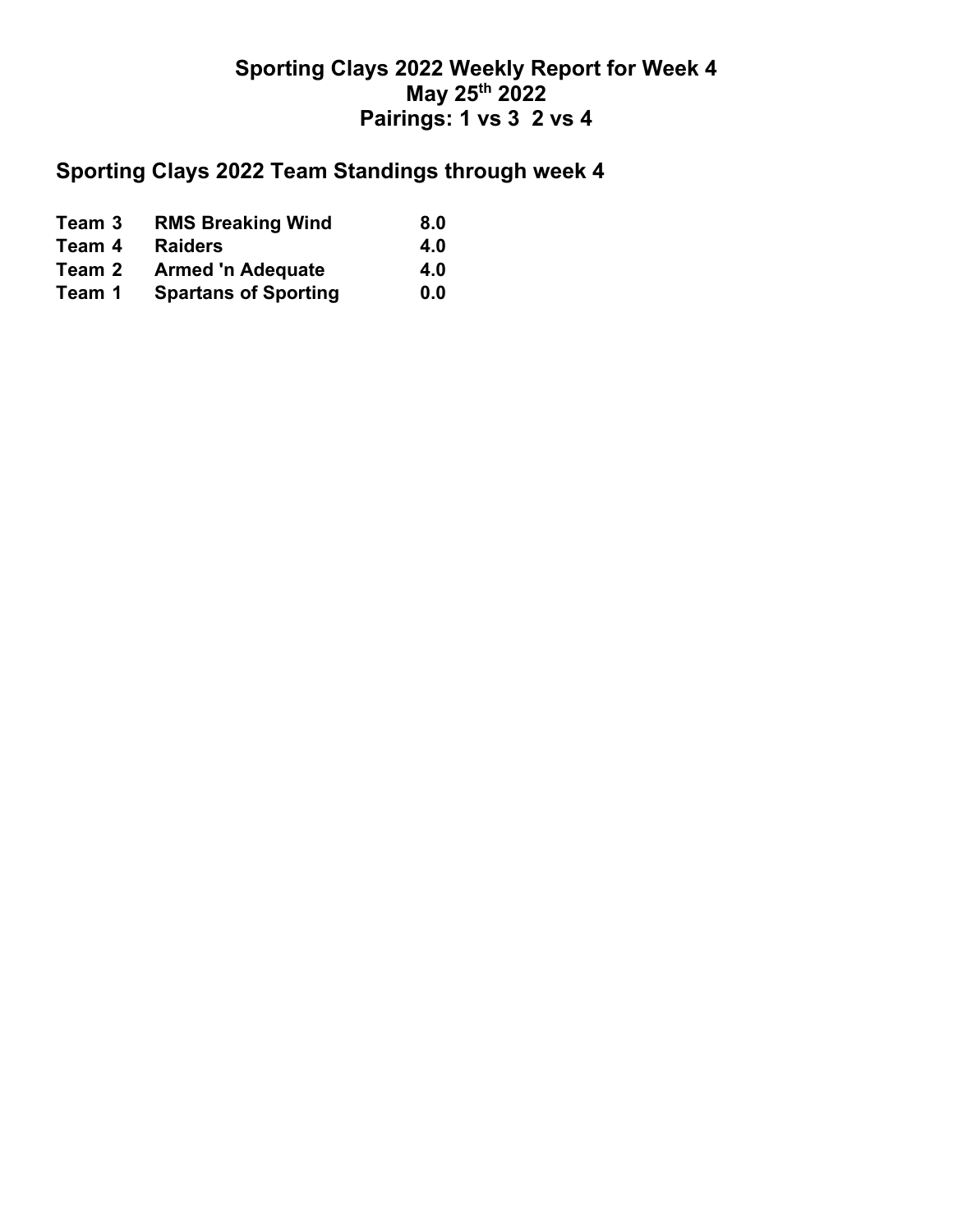# Sporting Clays 2022 Weekly Report for Week 4
## May 25th 2022
## Pairings: 1 vs 3  2 vs 4

## Sporting Clays 2022 Team Standings through week 4

| | | |
|---|---|---|
| **Team 3** | **RMS Breaking Wind** | **8.0** |
| **Team 4** | **Raiders** | **4.0** |
| **Team 2** | **Armed 'n Adequate** | **4.0** |
| **Team 1** | **Spartans of Sporting** | **0.0** |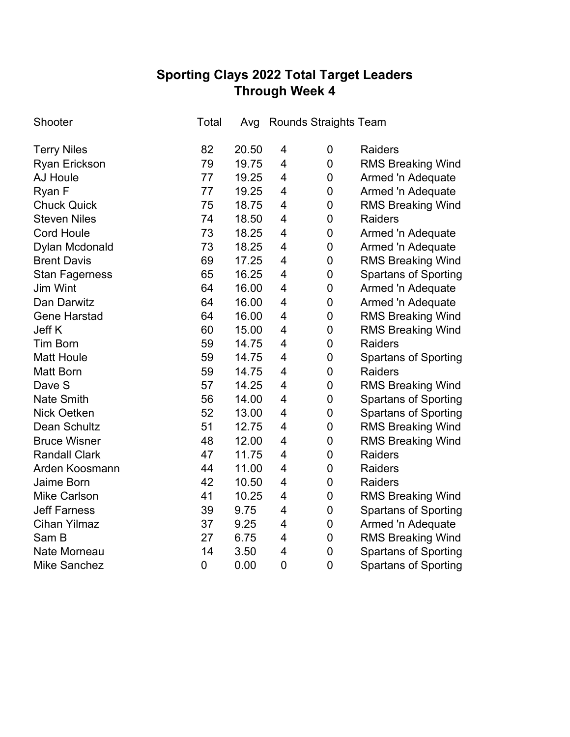# Sporting Clays 2022 Total Target Leaders
## Through Week 4

| Shooter | Total | Avg | Rounds | Straights | Team |
|---|---|---|---|---|---|
| Terry Niles | 82 | 20.50 | 4 | 0 | Raiders |
| Ryan Erickson | 79 | 19.75 | 4 | 0 | RMS Breaking Wind |
| AJ Houle | 77 | 19.25 | 4 | 0 | Armed 'n Adequate |
| Ryan F | 77 | 19.25 | 4 | 0 | Armed 'n Adequate |
| Chuck Quick | 75 | 18.75 | 4 | 0 | RMS Breaking Wind |
| Steven Niles | 74 | 18.50 | 4 | 0 | Raiders |
| Cord Houle | 73 | 18.25 | 4 | 0 | Armed 'n Adequate |
| Dylan Mcdonald | 73 | 18.25 | 4 | 0 | Armed 'n Adequate |
| Brent Davis | 69 | 17.25 | 4 | 0 | RMS Breaking Wind |
| Stan Fagerness | 65 | 16.25 | 4 | 0 | Spartans of Sporting |
| Jim Wint | 64 | 16.00 | 4 | 0 | Armed 'n Adequate |
| Dan Darwitz | 64 | 16.00 | 4 | 0 | Armed 'n Adequate |
| Gene Harstad | 64 | 16.00 | 4 | 0 | RMS Breaking Wind |
| Jeff K | 60 | 15.00 | 4 | 0 | RMS Breaking Wind |
| Tim Born | 59 | 14.75 | 4 | 0 | Raiders |
| Matt Houle | 59 | 14.75 | 4 | 0 | Spartans of Sporting |
| Matt Born | 59 | 14.75 | 4 | 0 | Raiders |
| Dave S | 57 | 14.25 | 4 | 0 | RMS Breaking Wind |
| Nate Smith | 56 | 14.00 | 4 | 0 | Spartans of Sporting |
| Nick Oetken | 52 | 13.00 | 4 | 0 | Spartans of Sporting |
| Dean Schultz | 51 | 12.75 | 4 | 0 | RMS Breaking Wind |
| Bruce Wisner | 48 | 12.00 | 4 | 0 | RMS Breaking Wind |
| Randall Clark | 47 | 11.75 | 4 | 0 | Raiders |
| Arden Koosmann | 44 | 11.00 | 4 | 0 | Raiders |
| Jaime Born | 42 | 10.50 | 4 | 0 | Raiders |
| Mike Carlson | 41 | 10.25 | 4 | 0 | RMS Breaking Wind |
| Jeff Farness | 39 | 9.75 | 4 | 0 | Spartans of Sporting |
| Cihan Yilmaz | 37 | 9.25 | 4 | 0 | Armed 'n Adequate |
| Sam B | 27 | 6.75 | 4 | 0 | RMS Breaking Wind |
| Nate Morneau | 14 | 3.50 | 4 | 0 | Spartans of Sporting |
| Mike Sanchez | 0 | 0.00 | 0 | 0 | Spartans of Sporting |